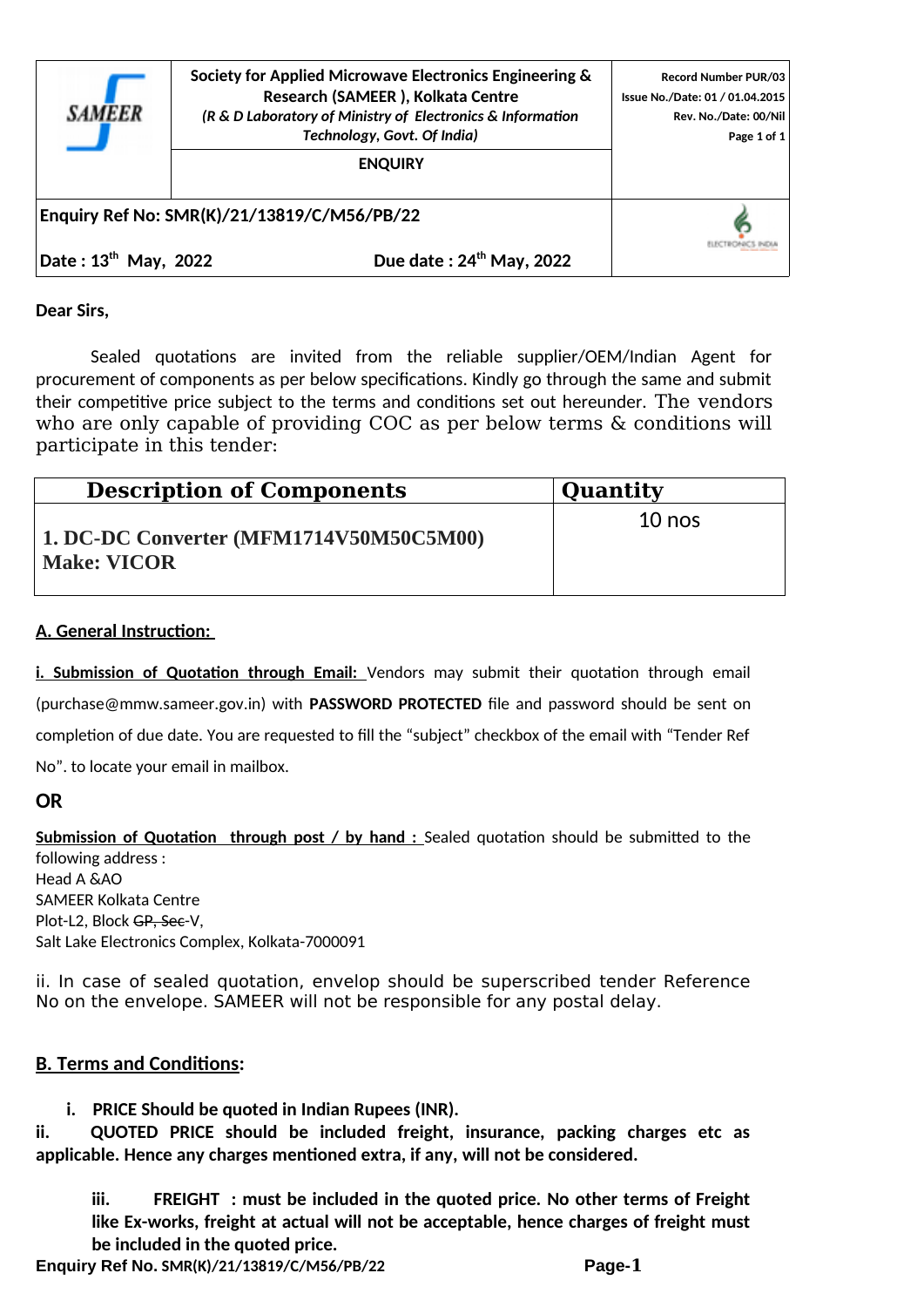| SAMEER | Society for Applied Microwave Electronics Engineering & Research (SAMEER ), Kolkata Centre *(R & D Laboratory of Ministry of Electronics & Information Technology, Govt. Of India)* | Record Number PUR/03 Issue No./Date: 01 / 01.04.2015 Rev. No./Date: 00/Nil Page 1 of 1 |
|---|---|---|
| | **ENQUIRY** | |

**Enquiry Ref No: SMR(K)/21/13819/C/M56/PB/22**

**Date : 13th May, 2022** **Due date : 24th May, 2022**

**Dear Sirs,**

Sealed quotations are invited from the reliable supplier/OEM/Indian Agent for procurement of components as per below specifications. Kindly go through the same and submit their competitive price subject to the terms and conditions set out hereunder. The vendors who are only capable of providing COC as per below terms & conditions will participate in this tender:

| Description of Components | Quantity |
|---|---|
| **1. DC-DC Converter (MFM1714V50M50C5M00) Make: VICOR** | 10 nos |

## A. General Instruction:

**i. Submission of Quotation through Email:** Vendors may submit their quotation through email (purchase@mmw.sameer.gov.in) with **PASSWORD PROTECTED** file and password should be sent on completion of due date. You are requested to fill the "subject" checkbox of the email with "Tender Ref No". to locate your email in mailbox.

**OR**

**Submission of Quotation through post / by hand :** Sealed quotation should be submitted to the following address :
Head A &AO
SAMEER Kolkata Centre
Plot-L2, Block ~~GP, Sec~~-V,
Salt Lake Electronics Complex, Kolkata-7000091

ii. In case of sealed quotation, envelop should be superscribed tender Reference No on the envelope. SAMEER will not be responsible for any postal delay.

## B. Terms and Conditions:

i. **PRICE Should be quoted in Indian Rupees (INR).**

ii. **QUOTED PRICE should be included freight, insurance, packing charges etc as applicable. Hence any charges mentioned extra, if any, will not be considered.**

iii. **FREIGHT : must be included in the quoted price. No other terms of Freight like Ex-works, freight at actual will not be acceptable, hence charges of freight must be included in the quoted price.**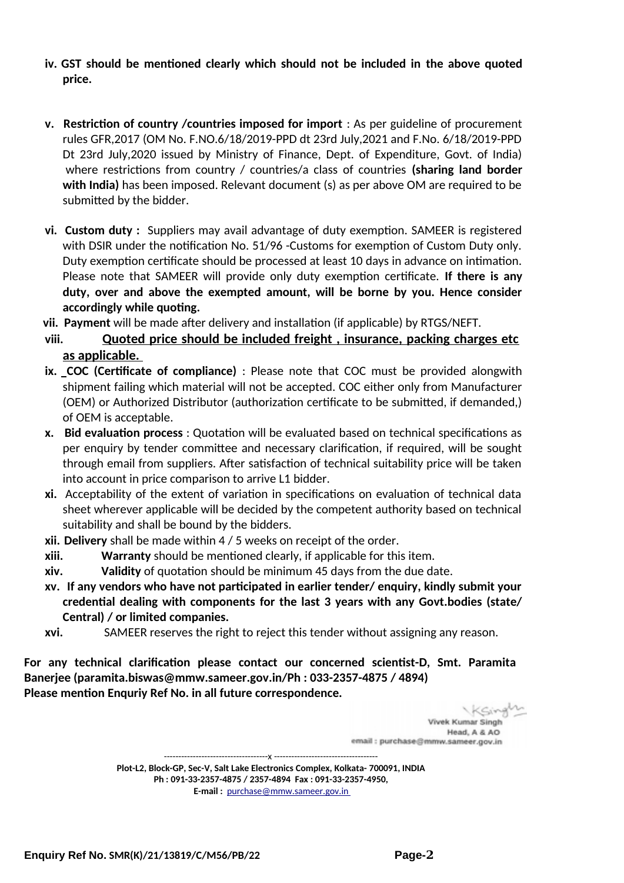iv. **GST should be mentioned clearly which should not be included in the above quoted price.**

v. **Restriction of country /countries imposed for import** : As per guideline of procurement rules GFR,2017 (OM No. F.NO.6/18/2019-PPD dt 23rd July,2021 and F.No. 6/18/2019-PPD Dt 23rd July,2020 issued by Ministry of Finance, Dept. of Expenditure, Govt. of India) where restrictions from country / countries/a class of countries **(sharing land border with India)** has been imposed. Relevant document (s) as per above OM are required to be submitted by the bidder.

vi. **Custom duty :** Suppliers may avail advantage of duty exemption. SAMEER is registered with DSIR under the notification No. 51/96 -Customs for exemption of Custom Duty only. Duty exemption certificate should be processed at least 10 days in advance on intimation. Please note that SAMEER will provide only duty exemption certificate. **If there is any duty, over and above the exempted amount, will be borne by you. Hence consider accordingly while quoting.**

vii. **Payment** will be made after delivery and installation (if applicable) by RTGS/NEFT.

viii. **Quoted price should be included freight , insurance, packing charges etc as applicable.**

ix. **COC (Certificate of compliance)** : Please note that COC must be provided alongwith shipment failing which material will not be accepted. COC either only from Manufacturer (OEM) or Authorized Distributor (authorization certificate to be submitted, if demanded,) of OEM is acceptable.

x. **Bid evaluation process** : Quotation will be evaluated based on technical specifications as per enquiry by tender committee and necessary clarification, if required, will be sought through email from suppliers. After satisfaction of technical suitability price will be taken into account in price comparison to arrive L1 bidder.

xi. Acceptability of the extent of variation in specifications on evaluation of technical data sheet wherever applicable will be decided by the competent authority based on technical suitability and shall be bound by the bidders.

xii. **Delivery** shall be made within 4 / 5 weeks on receipt of the order.

xiii. **Warranty** should be mentioned clearly, if applicable for this item.

xiv. **Validity** of quotation should be minimum 45 days from the due date.

xv. **If any vendors who have not participated in earlier tender/ enquiry, kindly submit your credential dealing with components for the last 3 years with any Govt.bodies (state/ Central) / or limited companies.**

xvi. SAMEER reserves the right to reject this tender without assigning any reason.

**For any technical clarification please contact our concerned scientist-D, Smt. Paramita Banerjee (paramita.biswas@mmw.sameer.gov.in/Ph : 033-2357-4875 / 4894)**
**Please mention Enquriy Ref No. in all future correspondence.**

Vivek Kumar Singh
Head, A & AO
email : purchase@mmw.sameer.gov.in

------------------------------------x ------------------------------------

**Plot-L2, Block-GP, Sec-V, Salt Lake Electronics Complex, Kolkata- 700091, INDIA**
**Ph : 091-33-2357-4875 / 2357-4894 Fax : 091-33-2357-4950,**
**E-mail :** purchase@mmw.sameer.gov.in

**Enquiry Ref No. SMR(K)/21/13819/C/M56/PB/22**